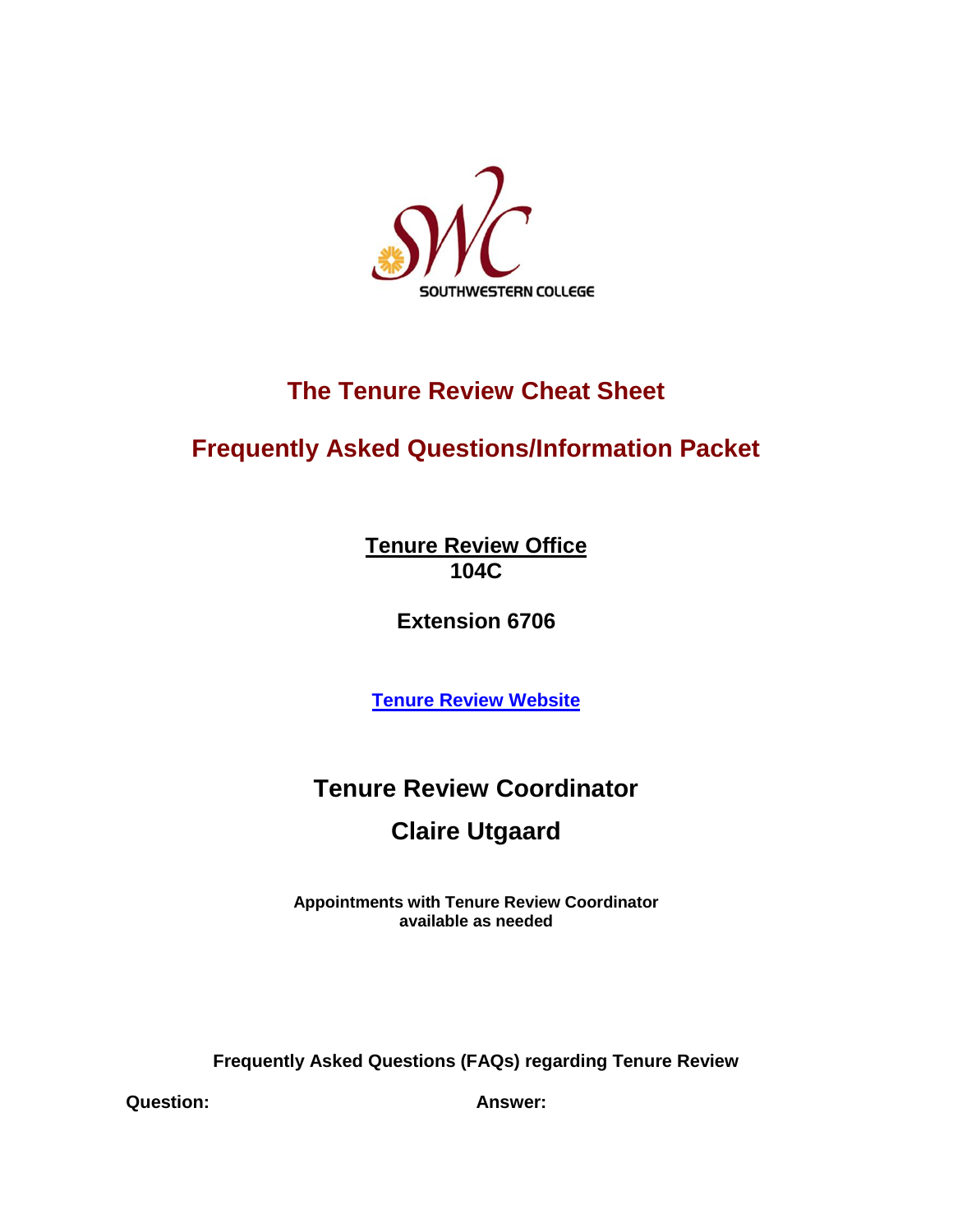SOUTHWESTERN COLLEGE

# The Tenure Review Cheat Sheet

## Frequently Asked Questions/Information Packet

**Tenure Review Office**
**104C**

**Extension 6706**

[Tenure Review Website]

## Tenure Review Coordinator

## Claire Utgaard

**Appointments with Tenure Review Coordinator available as needed**

**Frequently Asked Questions (FAQs) regarding Tenure Review**

| Question: | Answer: |
| --- | --- |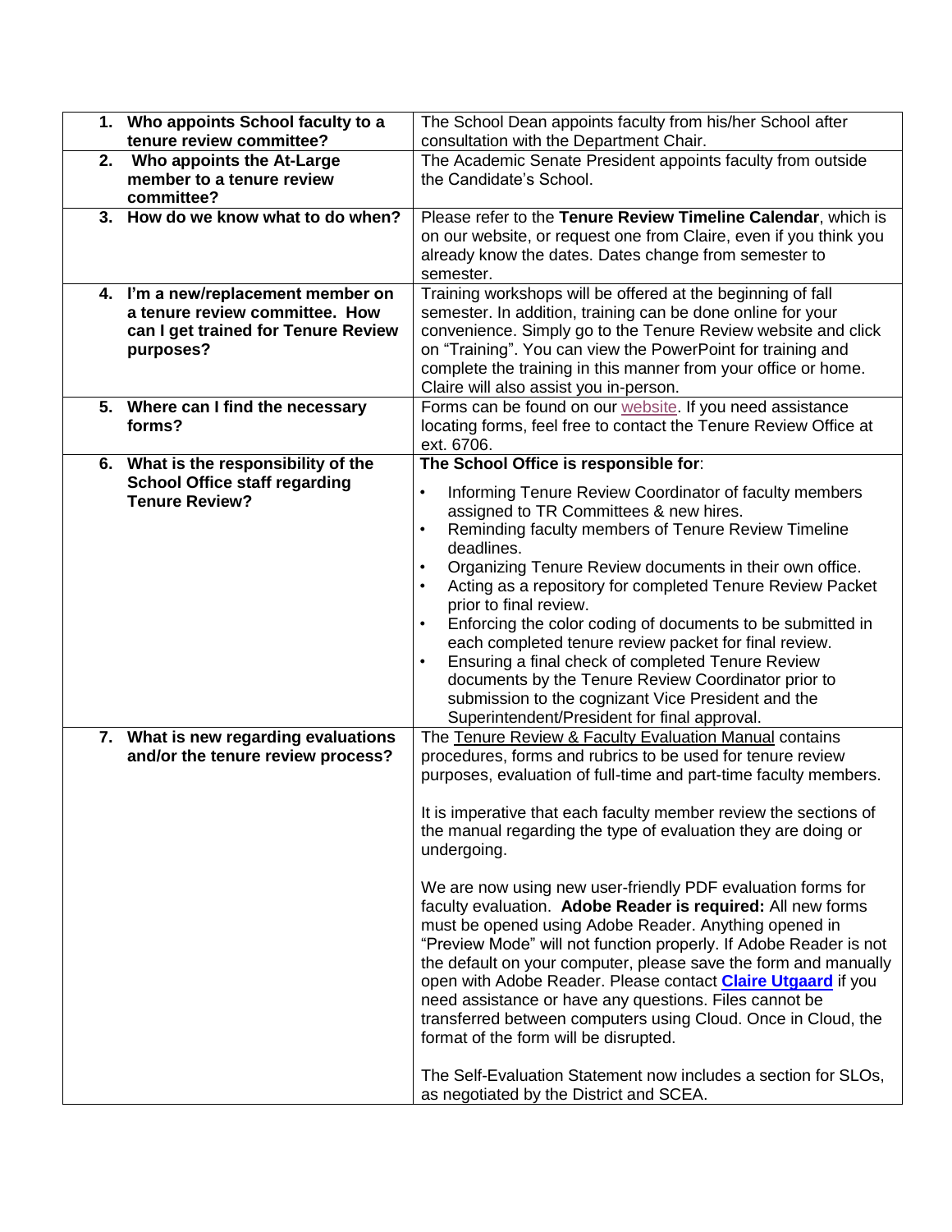| | |
|---|---|
| **1. Who appoints School faculty to a tenure review committee?** | The School Dean appoints faculty from his/her School after consultation with the Department Chair. |
| **2. Who appoints the At-Large member to a tenure review committee?** | The Academic Senate President appoints faculty from outside the Candidate's School. |
| **3. How do we know what to do when?** | Please refer to the **Tenure Review Timeline Calendar**, which is on our website, or request one from Claire, even if you think you already know the dates. Dates change from semester to semester. |
| **4. I'm a new/replacement member on a tenure review committee. How can I get trained for Tenure Review purposes?** | Training workshops will be offered at the beginning of fall semester. In addition, training can be done online for your convenience. Simply go to the Tenure Review website and click on "Training". You can view the PowerPoint for training and complete the training in this manner from your office or home. Claire will also assist you in-person. |
| **5. Where can I find the necessary forms?** | Forms can be found on our website. If you need assistance locating forms, feel free to contact the Tenure Review Office at ext. 6706. |
| **6. What is the responsibility of the School Office staff regarding Tenure Review?** | **The School Office is responsible for**:<br>• Informing Tenure Review Coordinator of faculty members assigned to TR Committees & new hires.<br>• Reminding faculty members of Tenure Review Timeline deadlines.<br>• Organizing Tenure Review documents in their own office.<br>• Acting as a repository for completed Tenure Review Packet prior to final review.<br>• Enforcing the color coding of documents to be submitted in each completed tenure review packet for final review.<br>• Ensuring a final check of completed Tenure Review documents by the Tenure Review Coordinator prior to submission to the cognizant Vice President and the Superintendent/President for final approval. |
| **7. What is new regarding evaluations and/or the tenure review process?** | The Tenure Review & Faculty Evaluation Manual contains procedures, forms and rubrics to be used for tenure review purposes, evaluation of full-time and part-time faculty members.<br><br>It is imperative that each faculty member review the sections of the manual regarding the type of evaluation they are doing or undergoing.<br><br>We are now using new user-friendly PDF evaluation forms for faculty evaluation. **Adobe Reader is required:** All new forms must be opened using Adobe Reader. Anything opened in "Preview Mode" will not function properly. If Adobe Reader is not the default on your computer, please save the form and manually open with Adobe Reader. Please contact **Claire Utgaard** if you need assistance or have any questions. Files cannot be transferred between computers using Cloud. Once in Cloud, the format of the form will be disrupted.<br><br>The Self-Evaluation Statement now includes a section for SLOs, as negotiated by the District and SCEA. |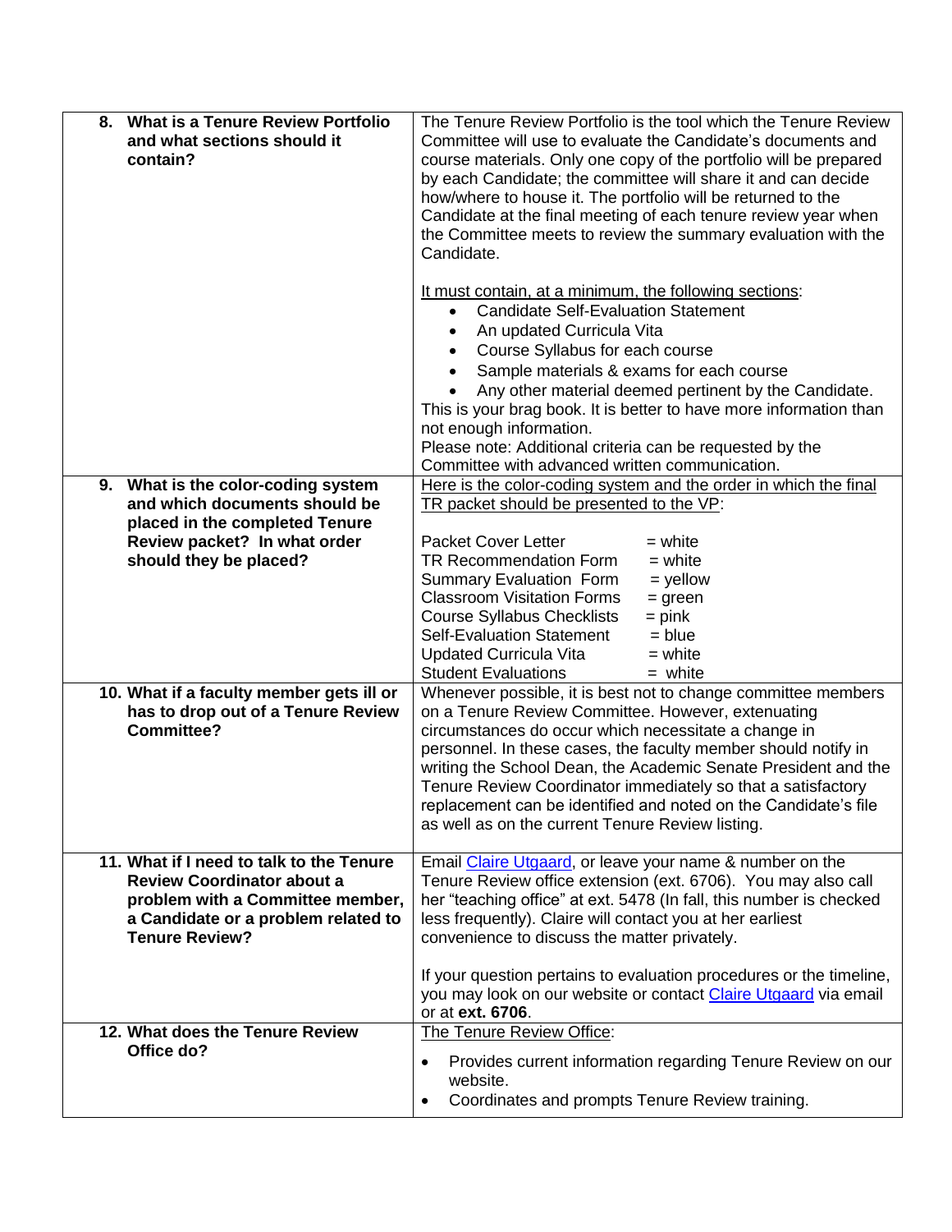| | |
|---|---|
| **8. What is a Tenure Review Portfolio and what sections should it contain?** | The Tenure Review Portfolio is the tool which the Tenure Review Committee will use to evaluate the Candidate's documents and course materials. Only one copy of the portfolio will be prepared by each Candidate; the committee will share it and can decide how/where to house it. The portfolio will be returned to the Candidate at the final meeting of each tenure review year when the Committee meets to review the summary evaluation with the Candidate.<br><br>It must contain, at a minimum, the following sections:<br>• Candidate Self-Evaluation Statement<br>• An updated Curricula Vita<br>• Course Syllabus for each course<br>• Sample materials & exams for each course<br>• Any other material deemed pertinent by the Candidate.<br>This is your brag book. It is better to have more information than not enough information.<br>Please note: Additional criteria can be requested by the Committee with advanced written communication. |
| **9. What is the color-coding system and which documents should be placed in the completed Tenure Review packet? In what order should they be placed?** | Here is the color-coding system and the order in which the final TR packet should be presented to the VP:<br><br>Packet Cover Letter = white<br>TR Recommendation Form = white<br>Summary Evaluation Form = yellow<br>Classroom Visitation Forms = green<br>Course Syllabus Checklists = pink<br>Self-Evaluation Statement = blue<br>Updated Curricula Vita = white<br>Student Evaluations = white |
| **10. What if a faculty member gets ill or has to drop out of a Tenure Review Committee?** | Whenever possible, it is best not to change committee members on a Tenure Review Committee. However, extenuating circumstances do occur which necessitate a change in personnel. In these cases, the faculty member should notify in writing the School Dean, the Academic Senate President and the Tenure Review Coordinator immediately so that a satisfactory replacement can be identified and noted on the Candidate's file as well as on the current Tenure Review listing. |
| **11. What if I need to talk to the Tenure Review Coordinator about a problem with a Committee member, a Candidate or a problem related to Tenure Review?** | Email Claire Utgaard, or leave your name & number on the Tenure Review office extension (ext. 6706). You may also call her "teaching office" at ext. 5478 (In fall, this number is checked less frequently). Claire will contact you at her earliest convenience to discuss the matter privately.<br><br>If your question pertains to evaluation procedures or the timeline, you may look on our website or contact Claire Utgaard via email or at **ext. 6706**. |
| **12. What does the Tenure Review Office do?** | The Tenure Review Office:<br>• Provides current information regarding Tenure Review on our website.<br>• Coordinates and prompts Tenure Review training. |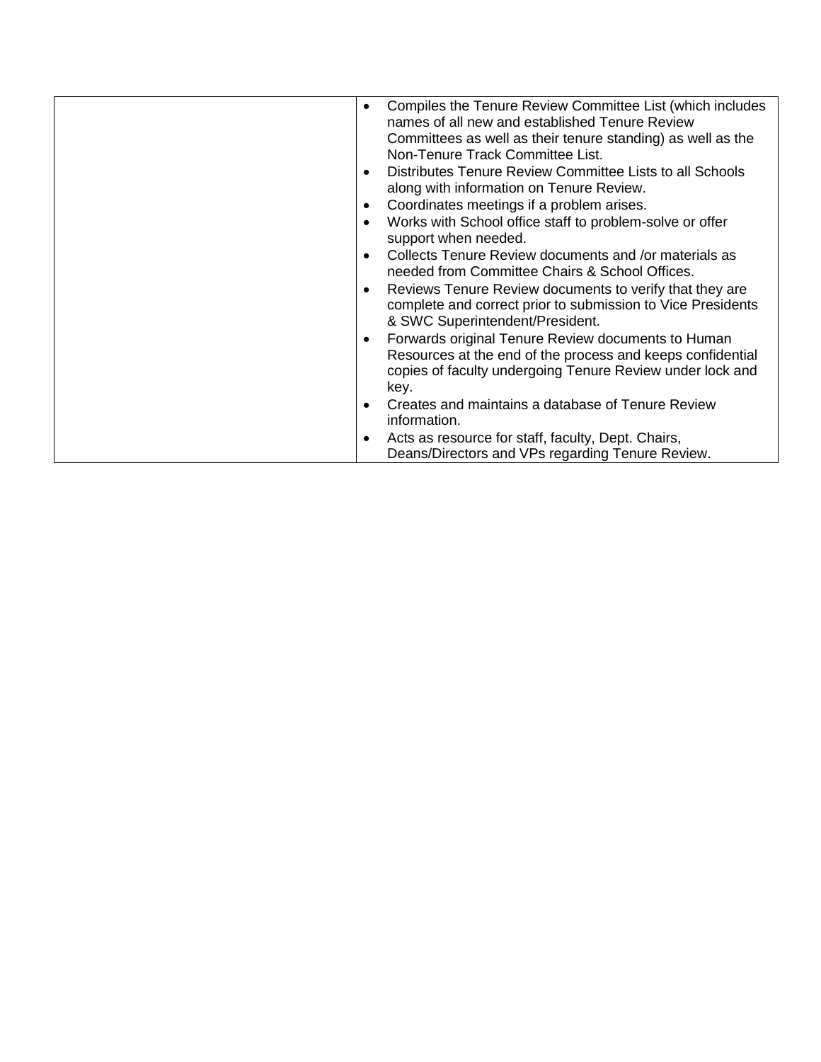| | |
|---|---|
| | • Compiles the Tenure Review Committee List (which includes names of all new and established Tenure Review Committees as well as their tenure standing) as well as the Non-Tenure Track Committee List.<br>• Distributes Tenure Review Committee Lists to all Schools along with information on Tenure Review.<br>• Coordinates meetings if a problem arises.<br>• Works with School office staff to problem-solve or offer support when needed.<br>• Collects Tenure Review documents and /or materials as needed from Committee Chairs & School Offices.<br>• Reviews Tenure Review documents to verify that they are complete and correct prior to submission to Vice Presidents & SWC Superintendent/President.<br>• Forwards original Tenure Review documents to Human Resources at the end of the process and keeps confidential copies of faculty undergoing Tenure Review under lock and key.<br>• Creates and maintains a database of Tenure Review information.<br>• Acts as resource for staff, faculty, Dept. Chairs, Deans/Directors and VPs regarding Tenure Review. |